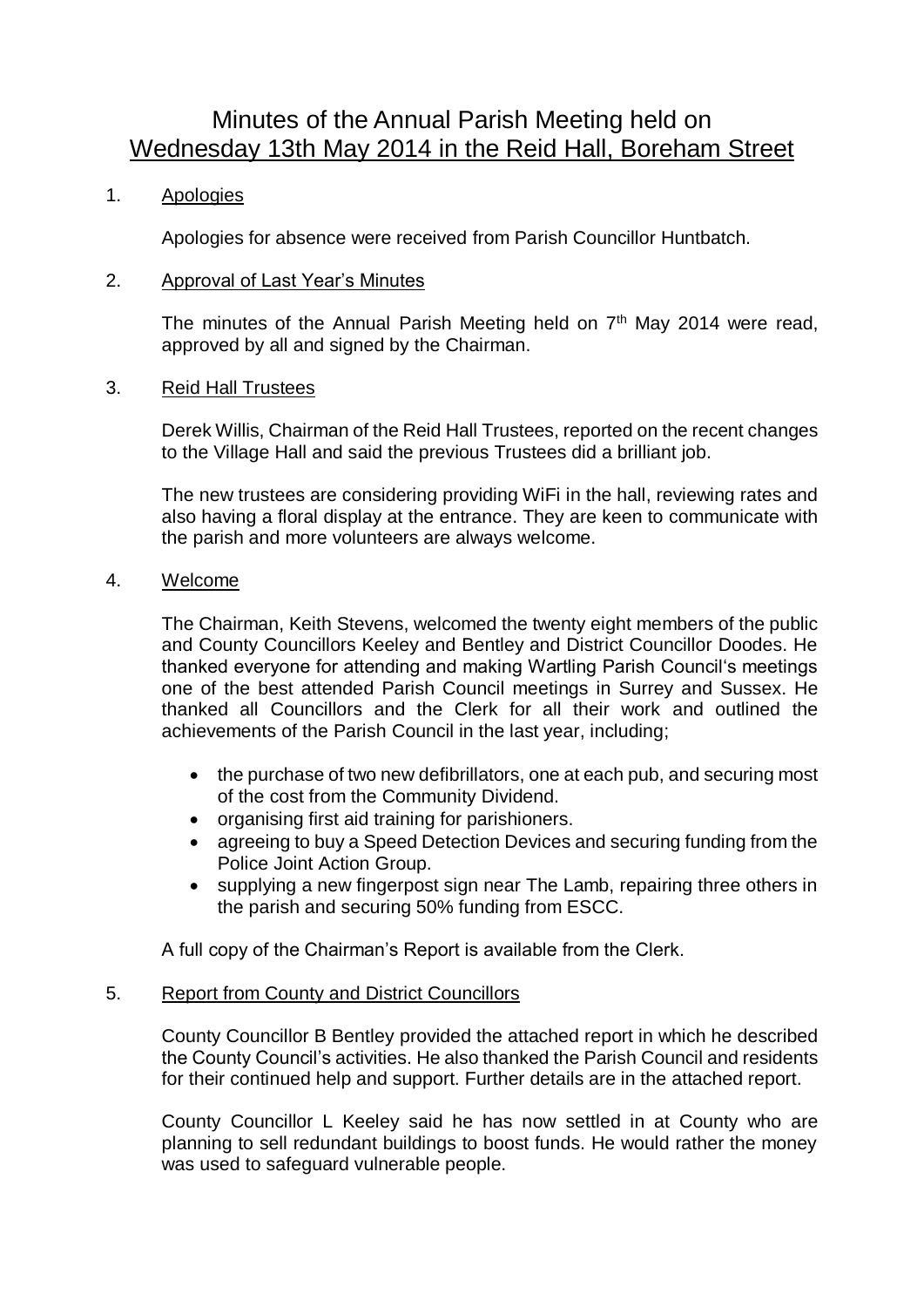# Minutes of the Annual Parish Meeting held on Wednesday 13th May 2014 in the Reid Hall, Boreham Street

1. Apologies

   Apologies for absence were received from Parish Councillor Huntbatch.

2. Approval of Last Year's Minutes

   The minutes of the Annual Parish Meeting held on 7th May 2014 were read, approved by all and signed by the Chairman.

3. Reid Hall Trustees

   Derek Willis, Chairman of the Reid Hall Trustees, reported on the recent changes to the Village Hall and said the previous Trustees did a brilliant job.

   The new trustees are considering providing WiFi in the hall, reviewing rates and also having a floral display at the entrance. They are keen to communicate with the parish and more volunteers are always welcome.

4. Welcome

   The Chairman, Keith Stevens, welcomed the twenty eight members of the public and County Councillors Keeley and Bentley and District Councillor Doodes. He thanked everyone for attending and making Wartling Parish Council's meetings one of the best attended Parish Council meetings in Surrey and Sussex. He thanked all Councillors and the Clerk for all their work and outlined the achievements of the Parish Council in the last year, including;

   - the purchase of two new defibrillators, one at each pub, and securing most of the cost from the Community Dividend.
   - organising first aid training for parishioners.
   - agreeing to buy a Speed Detection Devices and securing funding from the Police Joint Action Group.
   - supplying a new fingerpost sign near The Lamb, repairing three others in the parish and securing 50% funding from ESCC.

   A full copy of the Chairman's Report is available from the Clerk.

5. Report from County and District Councillors

   County Councillor B Bentley provided the attached report in which he described the County Council's activities. He also thanked the Parish Council and residents for their continued help and support. Further details are in the attached report.

   County Councillor L Keeley said he has now settled in at County who are planning to sell redundant buildings to boost funds. He would rather the money was used to safeguard vulnerable people.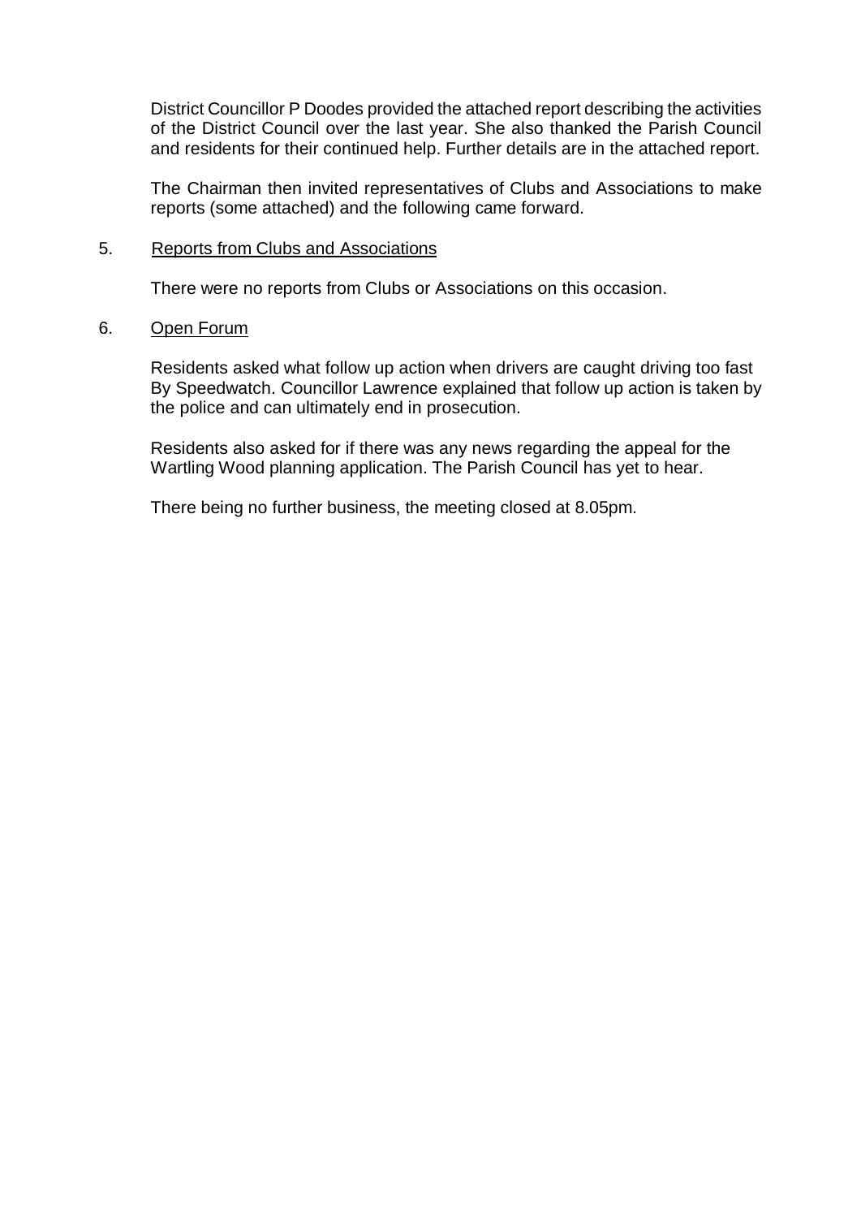District Councillor P Doodes provided the attached report describing the activities of the District Council over the last year. She also thanked the Parish Council and residents for their continued help. Further details are in the attached report.

The Chairman then invited representatives of Clubs and Associations to make reports (some attached) and the following came forward.

5. <u>Reports from Clubs and Associations</u>

There were no reports from Clubs or Associations on this occasion.

6. <u>Open Forum</u>

Residents asked what follow up action when drivers are caught driving too fast By Speedwatch. Councillor Lawrence explained that follow up action is taken by the police and can ultimately end in prosecution.

Residents also asked for if there was any news regarding the appeal for the Wartling Wood planning application. The Parish Council has yet to hear.

There being no further business, the meeting closed at 8.05pm.